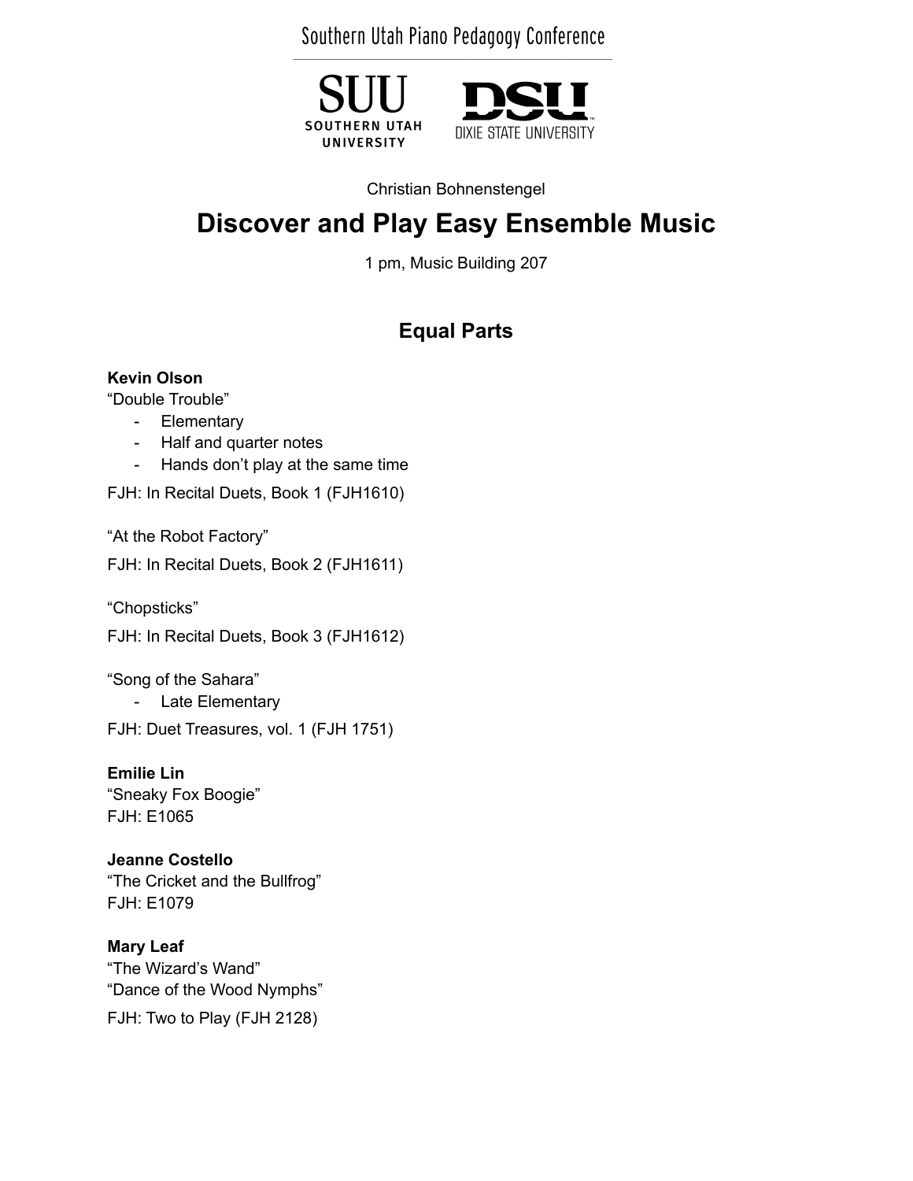Southern Utah Piano Pedagogy Conference

SUU SOUTHERN UTAH UNIVERSITY

DSU DIXIE STATE UNIVERSITY

Christian Bohnenstengel

# Discover and Play Easy Ensemble Music

1 pm, Music Building 207

## Equal Parts

**Kevin Olson**
"Double Trouble"

- Elementary
- Half and quarter notes
- Hands don't play at the same time

FJH: In Recital Duets, Book 1 (FJH1610)

"At the Robot Factory"

FJH: In Recital Duets, Book 2 (FJH1611)

"Chopsticks"

FJH: In Recital Duets, Book 3 (FJH1612)

"Song of the Sahara"

- Late Elementary

FJH: Duet Treasures, vol. 1 (FJH 1751)

**Emilie Lin**
"Sneaky Fox Boogie"
FJH: E1065

**Jeanne Costello**
"The Cricket and the Bullfrog"
FJH: E1079

**Mary Leaf**
"The Wizard's Wand"
"Dance of the Wood Nymphs"

FJH: Two to Play (FJH 2128)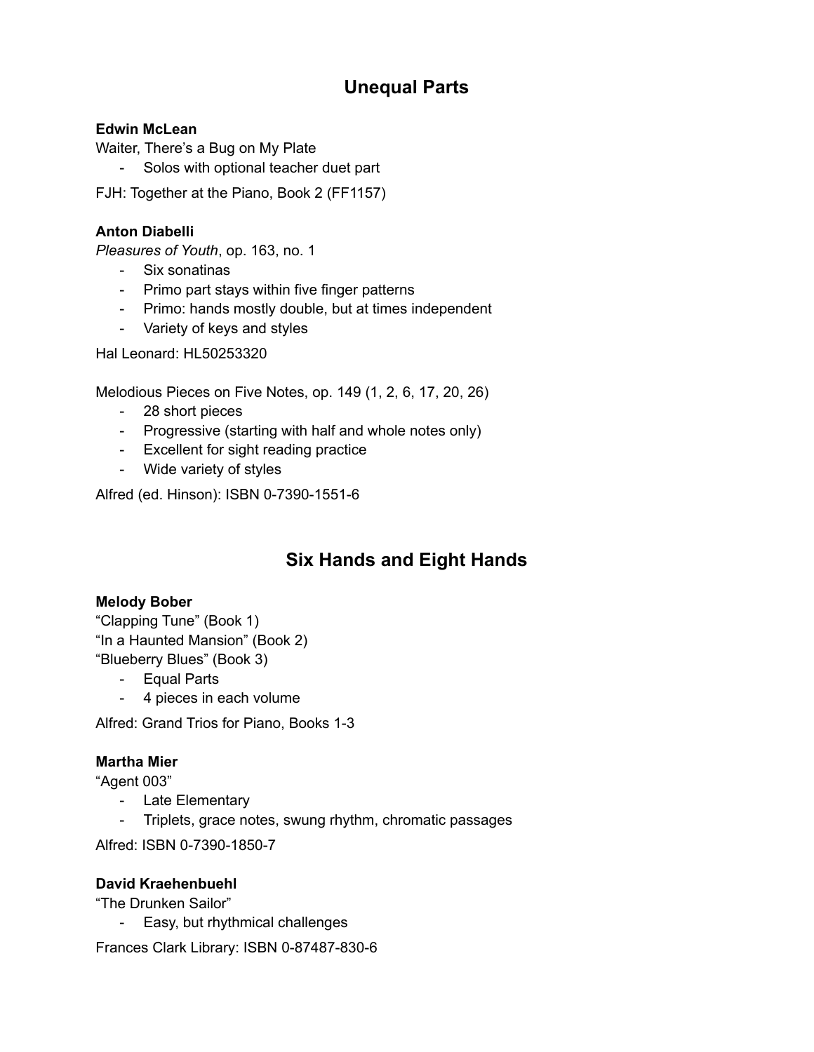## Unequal Parts

**Edwin McLean**
Waiter, There's a Bug on My Plate

- Solos with optional teacher duet part

FJH: Together at the Piano, Book 2 (FF1157)

**Anton Diabelli**
*Pleasures of Youth*, op. 163, no. 1

- Six sonatinas
- Primo part stays within five finger patterns
- Primo: hands mostly double, but at times independent
- Variety of keys and styles

Hal Leonard: HL50253320

Melodious Pieces on Five Notes, op. 149 (1, 2, 6, 17, 20, 26)

- 28 short pieces
- Progressive (starting with half and whole notes only)
- Excellent for sight reading practice
- Wide variety of styles

Alfred (ed. Hinson): ISBN 0-7390-1551-6

## Six Hands and Eight Hands

**Melody Bober**
"Clapping Tune" (Book 1)
"In a Haunted Mansion" (Book 2)
"Blueberry Blues" (Book 3)

- Equal Parts
- 4 pieces in each volume

Alfred: Grand Trios for Piano, Books 1-3

**Martha Mier**
"Agent 003"

- Late Elementary
- Triplets, grace notes, swung rhythm, chromatic passages

Alfred: ISBN 0-7390-1850-7

**David Kraehenbuehl**
"The Drunken Sailor"

- Easy, but rhythmical challenges

Frances Clark Library: ISBN 0-87487-830-6